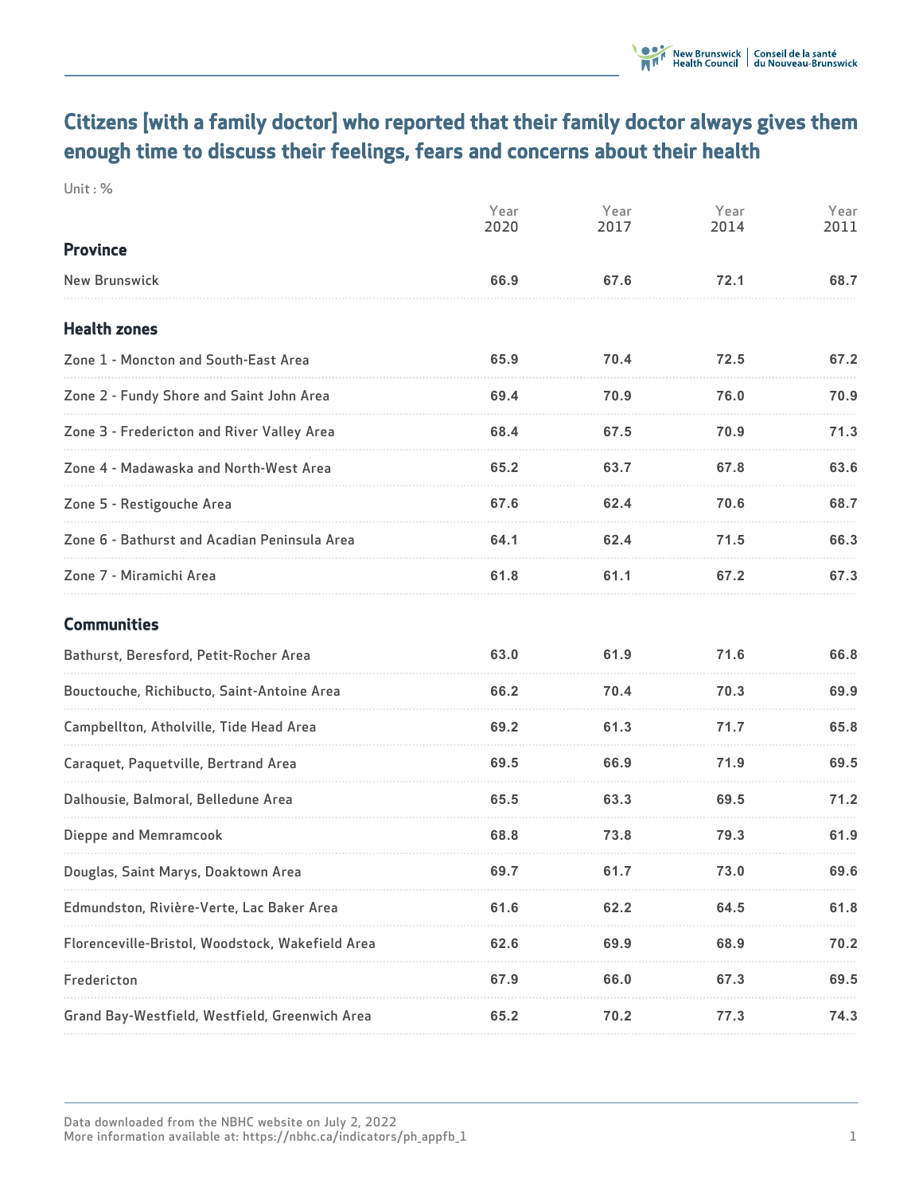# Citizens [with a family doctor] who reported that their family doctor always gives them enough time to discuss their feelings, fears and concerns about their health

Unit : %

| | Year 2020 | Year 2017 | Year 2014 | Year 2011 |
|---|---|---|---|---|
| **Province** | | | | |
| New Brunswick | 66.9 | 67.6 | 72.1 | 68.7 |
| **Health zones** | | | | |
| Zone 1 - Moncton and South-East Area | 65.9 | 70.4 | 72.5 | 67.2 |
| Zone 2 - Fundy Shore and Saint John Area | 69.4 | 70.9 | 76.0 | 70.9 |
| Zone 3 - Fredericton and River Valley Area | 68.4 | 67.5 | 70.9 | 71.3 |
| Zone 4 - Madawaska and North-West Area | 65.2 | 63.7 | 67.8 | 63.6 |
| Zone 5 - Restigouche Area | 67.6 | 62.4 | 70.6 | 68.7 |
| Zone 6 - Bathurst and Acadian Peninsula Area | 64.1 | 62.4 | 71.5 | 66.3 |
| Zone 7 - Miramichi Area | 61.8 | 61.1 | 67.2 | 67.3 |
| **Communities** | | | | |
| Bathurst, Beresford, Petit-Rocher Area | 63.0 | 61.9 | 71.6 | 66.8 |
| Bouctouche, Richibucto, Saint-Antoine Area | 66.2 | 70.4 | 70.3 | 69.9 |
| Campbellton, Atholville, Tide Head Area | 69.2 | 61.3 | 71.7 | 65.8 |
| Caraquet, Paquetville, Bertrand Area | 69.5 | 66.9 | 71.9 | 69.5 |
| Dalhousie, Balmoral, Belledune Area | 65.5 | 63.3 | 69.5 | 71.2 |
| Dieppe and Memramcook | 68.8 | 73.8 | 79.3 | 61.9 |
| Douglas, Saint Marys, Doaktown Area | 69.7 | 61.7 | 73.0 | 69.6 |
| Edmundston, Rivière-Verte, Lac Baker Area | 61.6 | 62.2 | 64.5 | 61.8 |
| Florenceville-Bristol, Woodstock, Wakefield Area | 62.6 | 69.9 | 68.9 | 70.2 |
| Fredericton | 67.9 | 66.0 | 67.3 | 69.5 |
| Grand Bay-Westfield, Westfield, Greenwich Area | 65.2 | 70.2 | 77.3 | 74.3 |

Data downloaded from the NBHC website on July 2, 2022
More information available at: https://nbhc.ca/indicators/ph_appfb_1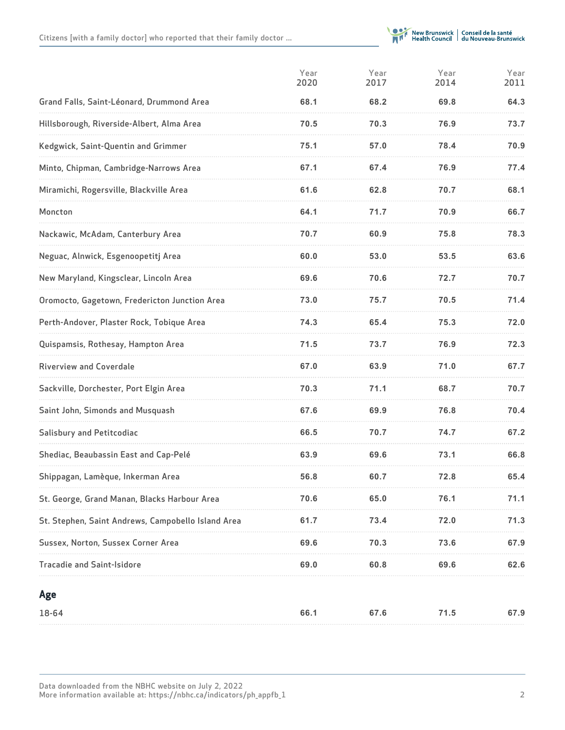| | Year 2020 | Year 2017 | Year 2014 | Year 2011 |
|---|---|---|---|---|
| Grand Falls, Saint-Léonard, Drummond Area | 68.1 | 68.2 | 69.8 | 64.3 |
| Hillsborough, Riverside-Albert, Alma Area | 70.5 | 70.3 | 76.9 | 73.7 |
| Kedgwick, Saint-Quentin and Grimmer | 75.1 | 57.0 | 78.4 | 70.9 |
| Minto, Chipman, Cambridge-Narrows Area | 67.1 | 67.4 | 76.9 | 77.4 |
| Miramichi, Rogersville, Blackville Area | 61.6 | 62.8 | 70.7 | 68.1 |
| Moncton | 64.1 | 71.7 | 70.9 | 66.7 |
| Nackawic, McAdam, Canterbury Area | 70.7 | 60.9 | 75.8 | 78.3 |
| Neguac, Alnwick, Esgenoopetitj Area | 60.0 | 53.0 | 53.5 | 63.6 |
| New Maryland, Kingsclear, Lincoln Area | 69.6 | 70.6 | 72.7 | 70.7 |
| Oromocto, Gagetown, Fredericton Junction Area | 73.0 | 75.7 | 70.5 | 71.4 |
| Perth-Andover, Plaster Rock, Tobique Area | 74.3 | 65.4 | 75.3 | 72.0 |
| Quispamsis, Rothesay, Hampton Area | 71.5 | 73.7 | 76.9 | 72.3 |
| Riverview and Coverdale | 67.0 | 63.9 | 71.0 | 67.7 |
| Sackville, Dorchester, Port Elgin Area | 70.3 | 71.1 | 68.7 | 70.7 |
| Saint John, Simonds and Musquash | 67.6 | 69.9 | 76.8 | 70.4 |
| Salisbury and Petitcodiac | 66.5 | 70.7 | 74.7 | 67.2 |
| Shediac, Beaubassin East and Cap-Pelé | 63.9 | 69.6 | 73.1 | 66.8 |
| Shippagan, Lamèque, Inkerman Area | 56.8 | 60.7 | 72.8 | 65.4 |
| St. George, Grand Manan, Blacks Harbour Area | 70.6 | 65.0 | 76.1 | 71.1 |
| St. Stephen, Saint Andrews, Campobello Island Area | 61.7 | 73.4 | 72.0 | 71.3 |
| Sussex, Norton, Sussex Corner Area | 69.6 | 70.3 | 73.6 | 67.9 |
| Tracadie and Saint-Isidore | 69.0 | 60.8 | 69.6 | 62.6 |

## Age

| | Year 2020 | Year 2017 | Year 2014 | Year 2011 |
|---|---|---|---|---|
| 18-64 | 66.1 | 67.6 | 71.5 | 67.9 |

Data downloaded from the NBHC website on July 2, 2022
More information available at: https://nbhc.ca/indicators/ph_appfb_1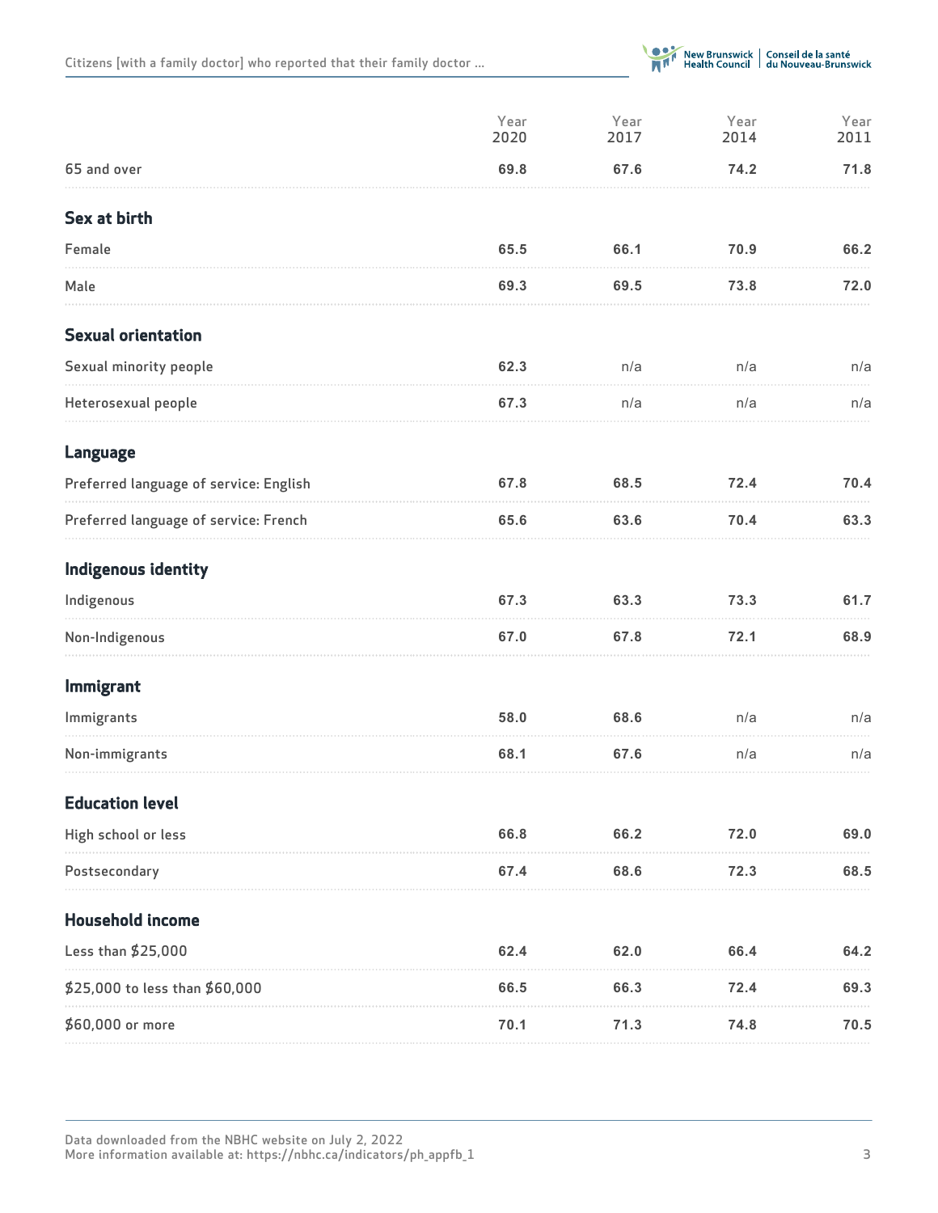| | Year 2020 | Year 2017 | Year 2014 | Year 2011 |
|---|---|---|---|---|
| 65 and over | **69.8** | **67.6** | **74.2** | **71.8** |
| **Sex at birth** | | | | |
| Female | **65.5** | **66.1** | **70.9** | **66.2** |
| Male | **69.3** | **69.5** | **73.8** | **72.0** |
| **Sexual orientation** | | | | |
| Sexual minority people | **62.3** | n/a | n/a | n/a |
| Heterosexual people | **67.3** | n/a | n/a | n/a |
| **Language** | | | | |
| Preferred language of service: English | **67.8** | **68.5** | **72.4** | **70.4** |
| Preferred language of service: French | **65.6** | **63.6** | **70.4** | **63.3** |
| **Indigenous identity** | | | | |
| Indigenous | **67.3** | **63.3** | **73.3** | **61.7** |
| Non-Indigenous | **67.0** | **67.8** | **72.1** | **68.9** |
| **Immigrant** | | | | |
| Immigrants | **58.0** | **68.6** | n/a | n/a |
| Non-immigrants | **68.1** | **67.6** | n/a | n/a |
| **Education level** | | | | |
| High school or less | **66.8** | **66.2** | **72.0** | **69.0** |
| Postsecondary | **67.4** | **68.6** | **72.3** | **68.5** |
| **Household income** | | | | |
| Less than $25,000 | **62.4** | **62.0** | **66.4** | **64.2** |
| $25,000 to less than $60,000 | **66.5** | **66.3** | **72.4** | **69.3** |
| $60,000 or more | **70.1** | **71.3** | **74.8** | **70.5** |

Data downloaded from the NBHC website on July 2, 2022
More information available at: https://nbhc.ca/indicators/ph_appfb_1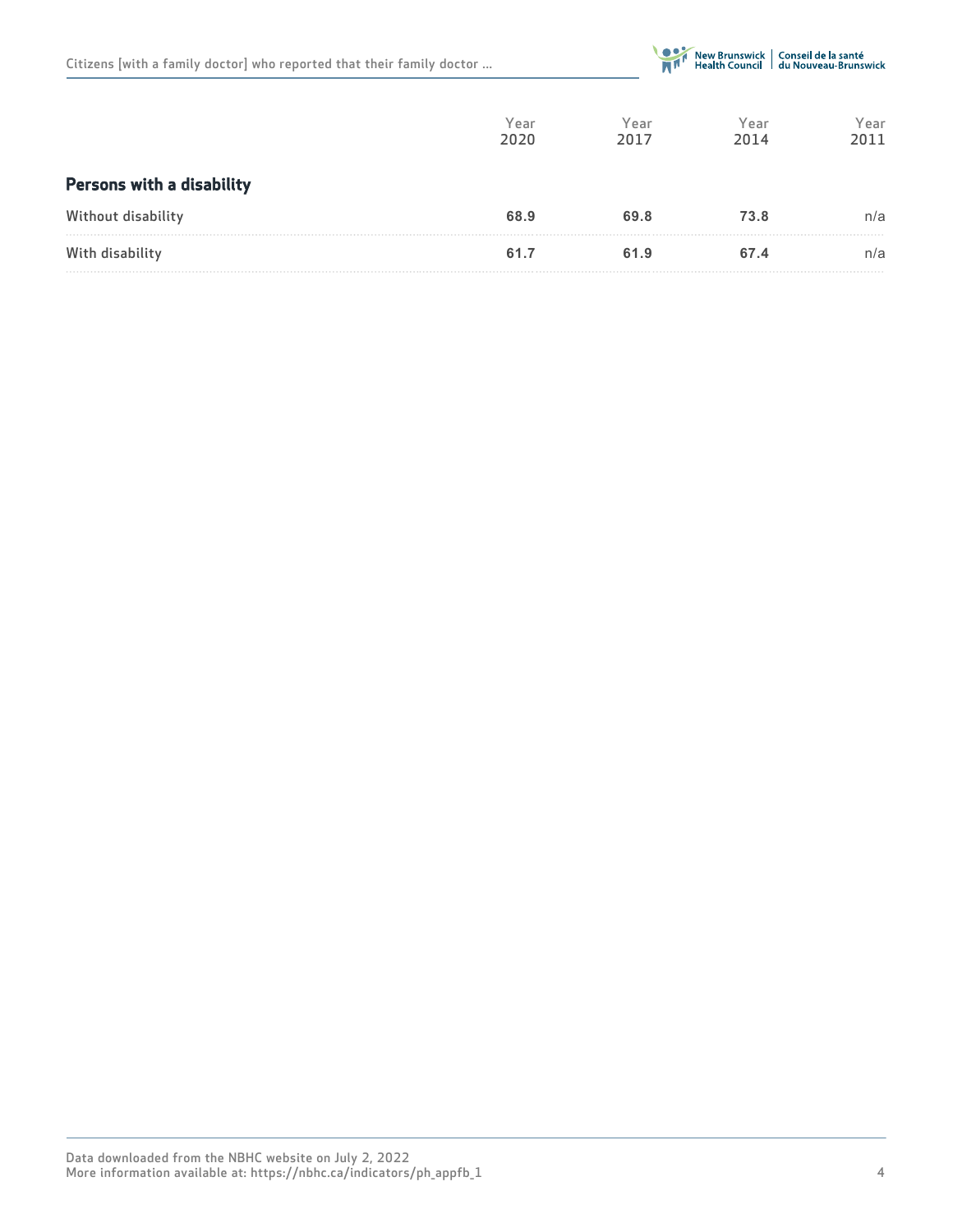| | Year 2020 | Year 2017 | Year 2014 | Year 2011 |
|---|---|---|---|---|
| **Persons with a disability** | | | | |
| Without disability | **68.9** | **69.8** | **73.8** | n/a |
| With disability | **61.7** | **61.9** | **67.4** | n/a |

Data downloaded from the NBHC website on July 2, 2022
More information available at: https://nbhc.ca/indicators/ph_appfb_1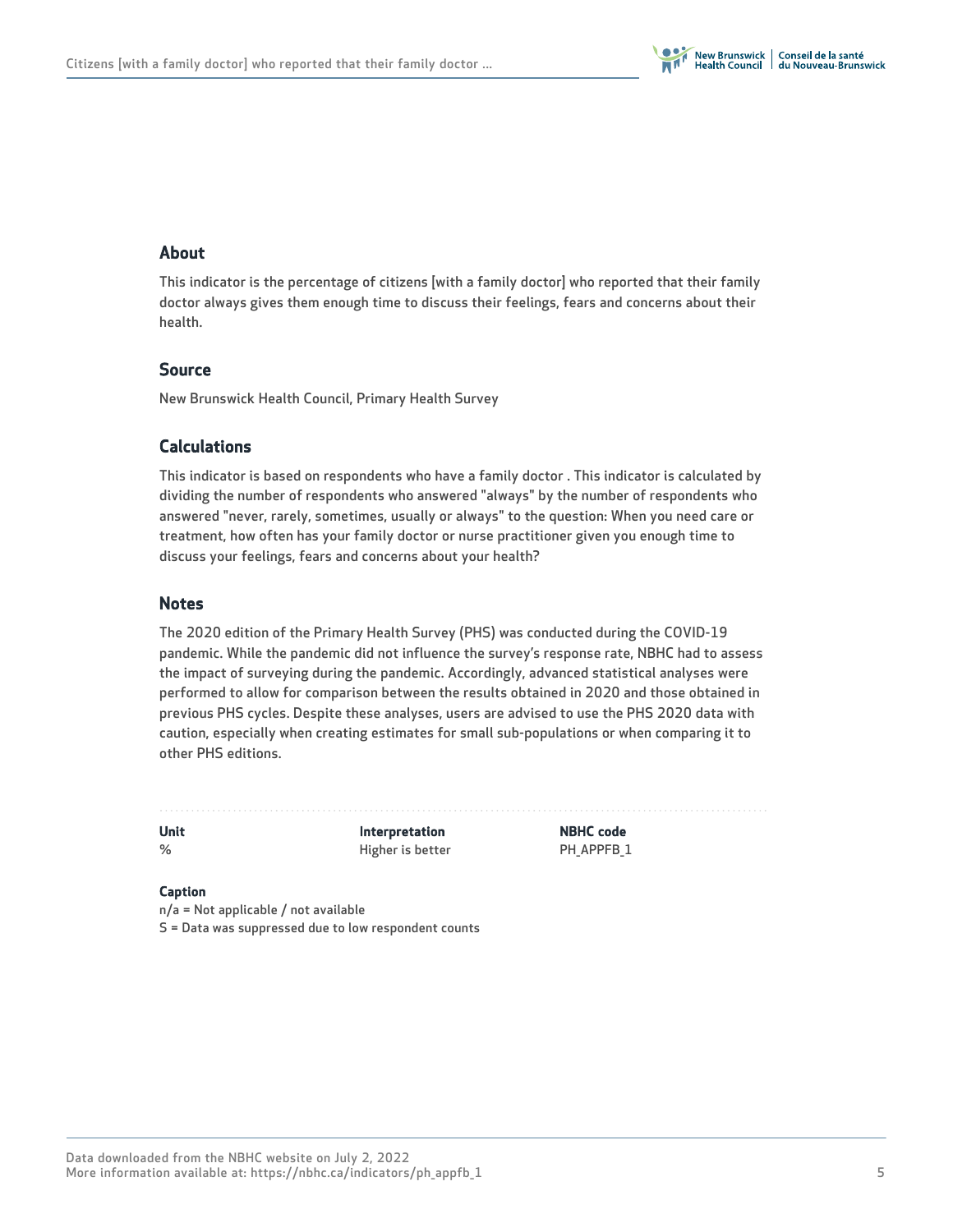## About

This indicator is the percentage of citizens [with a family doctor] who reported that their family doctor always gives them enough time to discuss their feelings, fears and concerns about their health.

## Source

New Brunswick Health Council, Primary Health Survey

## Calculations

This indicator is based on respondents who have a family doctor . This indicator is calculated by dividing the number of respondents who answered "always" by the number of respondents who answered "never, rarely, sometimes, usually or always" to the question: When you need care or treatment, how often has your family doctor or nurse practitioner given you enough time to discuss your feelings, fears and concerns about your health?

## Notes

The 2020 edition of the Primary Health Survey (PHS) was conducted during the COVID-19 pandemic. While the pandemic did not influence the survey's response rate, NBHC had to assess the impact of surveying during the pandemic. Accordingly, advanced statistical analyses were performed to allow for comparison between the results obtained in 2020 and those obtained in previous PHS cycles. Despite these analyses, users are advised to use the PHS 2020 data with caution, especially when creating estimates for small sub-populations or when comparing it to other PHS editions.

| Unit | Interpretation | NBHC code |
|---|---|---|
| % | Higher is better | PH_APPFB_1 |

**Caption**

n/a = Not applicable / not available

S = Data was suppressed due to low respondent counts

Data downloaded from the NBHC website on July 2, 2022
More information available at: https://nbhc.ca/indicators/ph_appfb_1